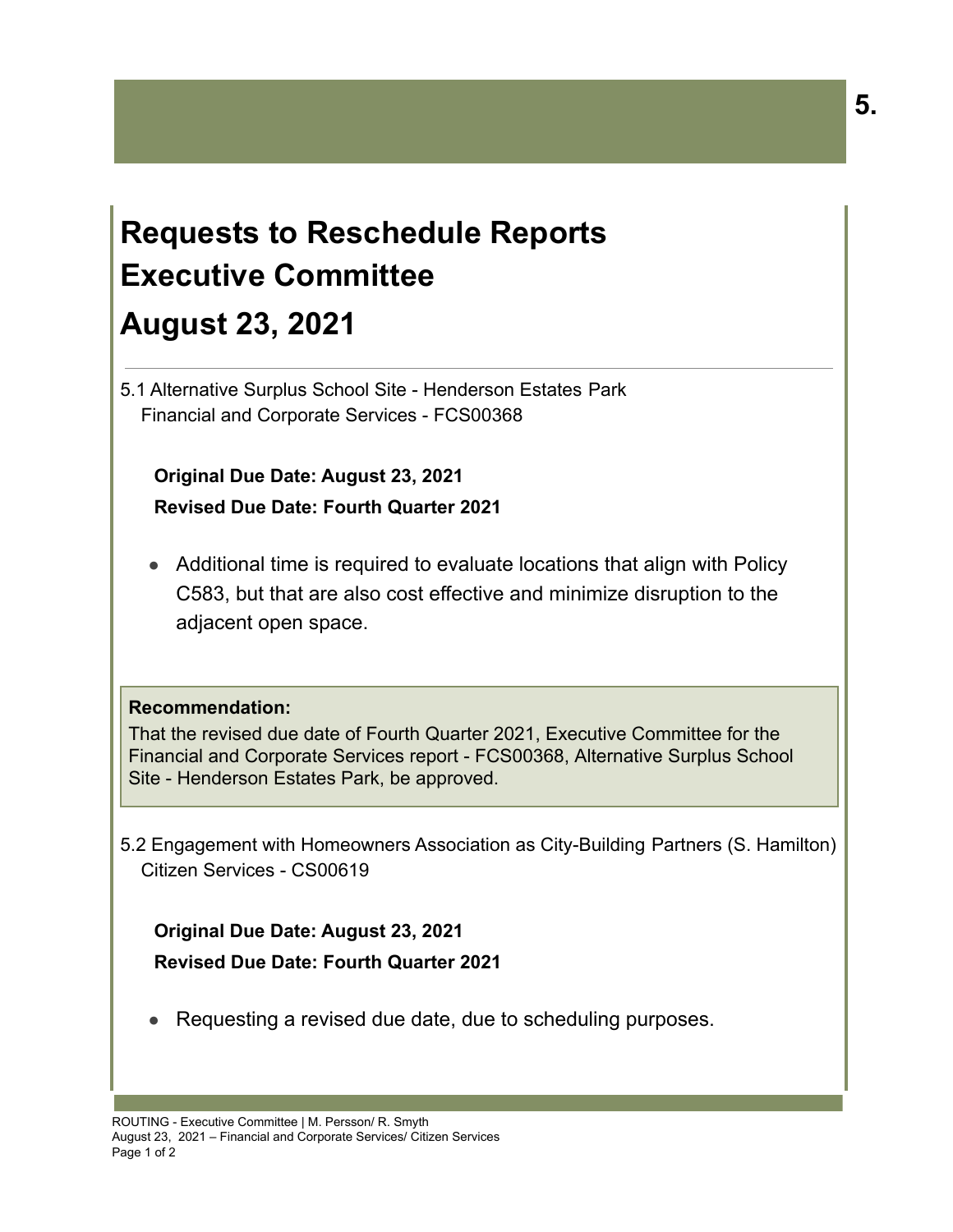# 5.

# Requests to Reschedule Reports
# Executive Committee
# August 23, 2021

---

5.1 Alternative Surplus School Site - Henderson Estates Park
Financial and Corporate Services - FCS00368

**Original Due Date: August 23, 2021**

**Revised Due Date: Fourth Quarter 2021**

- Additional time is required to evaluate locations that align with Policy C583, but that are also cost effective and minimize disruption to the adjacent open space.

**Recommendation:**
That the revised due date of Fourth Quarter 2021, Executive Committee for the Financial and Corporate Services report - FCS00368, Alternative Surplus School Site - Henderson Estates Park, be approved.

5.2 Engagement with Homeowners Association as City-Building Partners (S. Hamilton)
Citizen Services - CS00619

**Original Due Date: August 23, 2021**

**Revised Due Date: Fourth Quarter 2021**

- Requesting a revised due date, due to scheduling purposes.

ROUTING - Executive Committee | M. Persson/ R. Smyth
August 23, 2021 – Financial and Corporate Services/ Citizen Services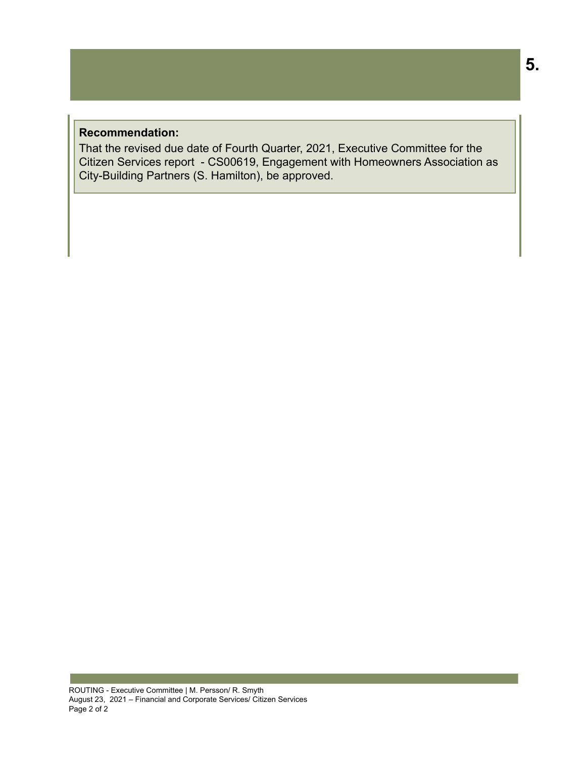5.

**Recommendation:**

That the revised due date of Fourth Quarter, 2021, Executive Committee for the Citizen Services report - CS00619, Engagement with Homeowners Association as City-Building Partners (S. Hamilton), be approved.